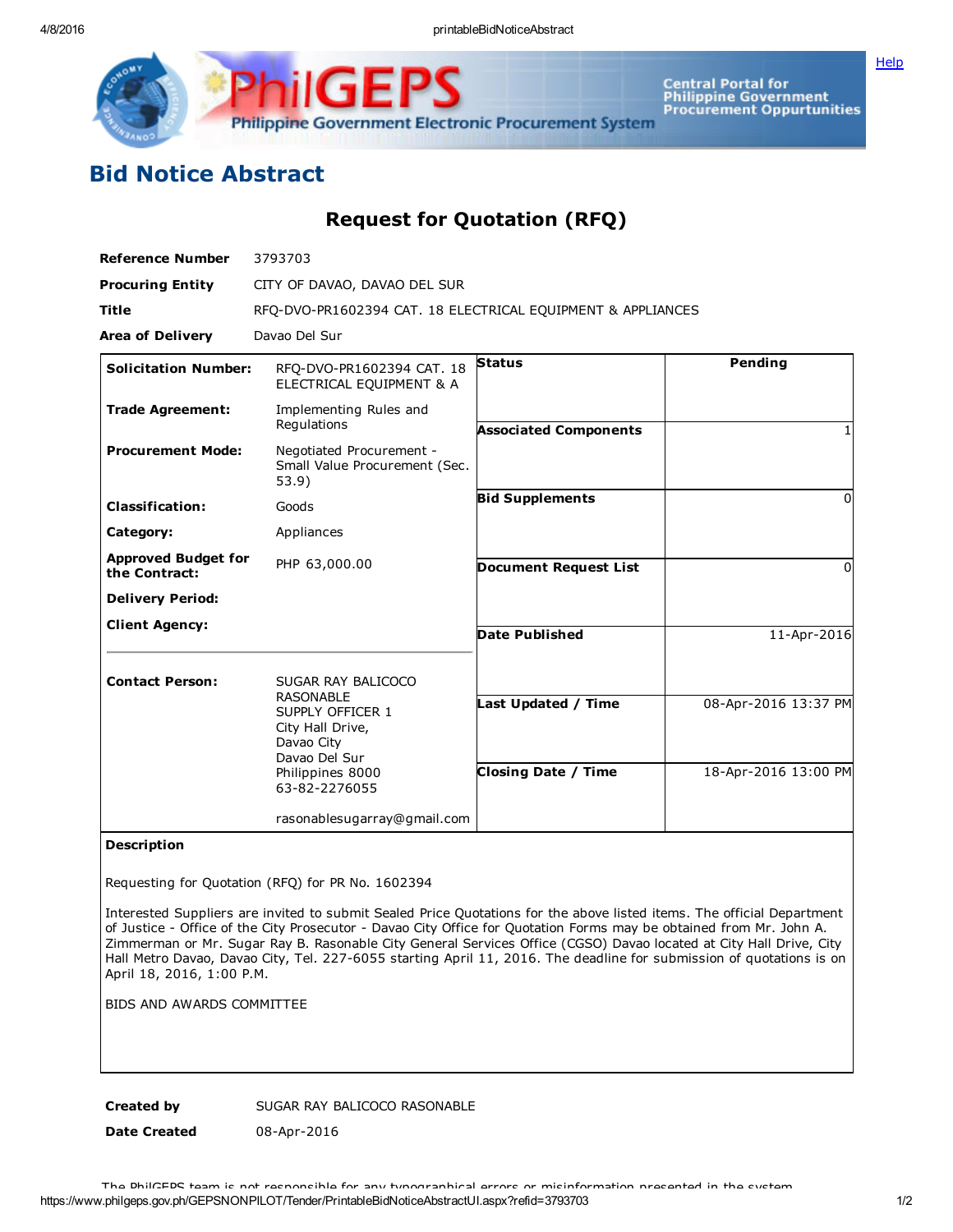# Bid Notice Abstract

## Request for Quotation (RFQ)

| | |
|---|---|
| **Reference Number** | 3793703 |
| **Procuring Entity** | CITY OF DAVAO, DAVAO DEL SUR |
| **Title** | RFQ-DVO-PR1602394 CAT. 18 ELECTRICAL EQUIPMENT & APPLIANCES |
| **Area of Delivery** | Davao Del Sur |

| | | | |
|---|---|---|---|
| **Solicitation Number:** | RFQ-DVO-PR1602394 CAT. 18 ELECTRICAL EQUIPMENT & A | **Status** | Pending |
| **Trade Agreement:** | Implementing Rules and Regulations | **Associated Components** | 1 |
| **Procurement Mode:** | Negotiated Procurement - Small Value Procurement (Sec. 53.9) | **Bid Supplements** | 0 |
| **Classification:** | Goods | **Document Request List** | 0 |
| **Category:** | Appliances | **Date Published** | 11-Apr-2016 |
| **Approved Budget for the Contract:** | PHP 63,000.00 | **Last Updated / Time** | 08-Apr-2016 13:37 PM |
| **Delivery Period:** | | **Closing Date / Time** | 18-Apr-2016 13:00 PM |
| **Client Agency:** | | | |
| **Contact Person:** | SUGAR RAY BALICOCO RASONABLE<br>SUPPLY OFFICER 1<br>City Hall Drive,<br>Davao City<br>Davao Del Sur<br>Philippines 8000<br>63-82-2276055<br><br>rasonablesugarray@gmail.com | | |

**Description**

Requesting for Quotation (RFQ) for PR No. 1602394

Interested Suppliers are invited to submit Sealed Price Quotations for the above listed items. The official Department of Justice - Office of the City Prosecutor - Davao City Office for Quotation Forms may be obtained from Mr. John A. Zimmerman or Mr. Sugar Ray B. Rasonable City General Services Office (CGSO) Davao located at City Hall Drive, City Hall Metro Davao, Davao City, Tel. 227-6055 starting April 11, 2016. The deadline for submission of quotations is on April 18, 2016, 1:00 P.M.

BIDS AND AWARDS COMMITTEE

| | |
|---|---|
| **Created by** | SUGAR RAY BALICOCO RASONABLE |
| **Date Created** | 08-Apr-2016 |

The PhilGEPS team is not responsible for any typographical errors or misinformation presented in the system.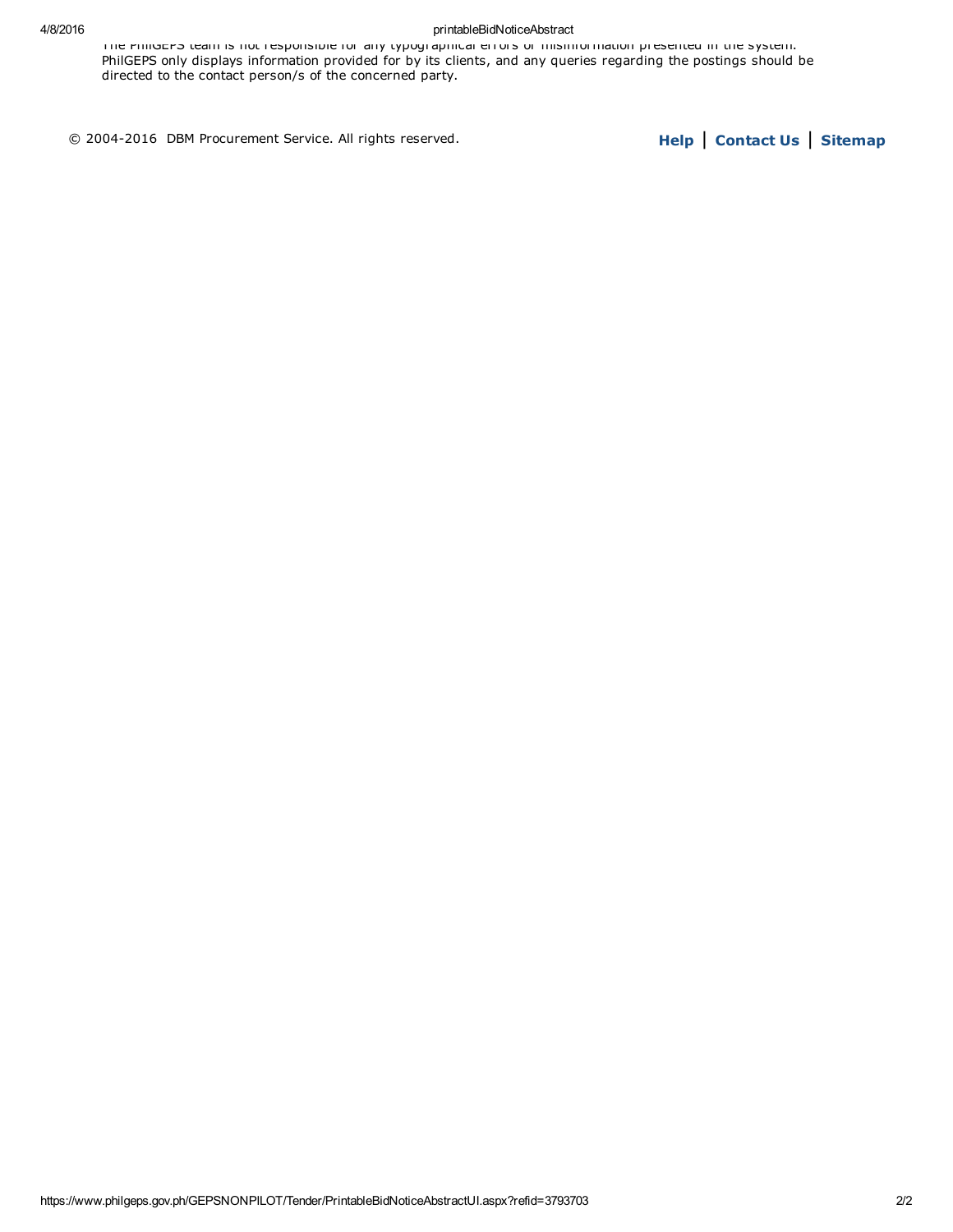The PhilGEPS team is not responsible for any typographical errors or misinformation presented in the system. PhilGEPS only displays information provided for by its clients, and any queries regarding the postings should be directed to the contact person/s of the concerned party.

© 2004-2016 DBM Procurement Service. All rights reserved.

**Help** | **Contact Us** | **Sitemap**